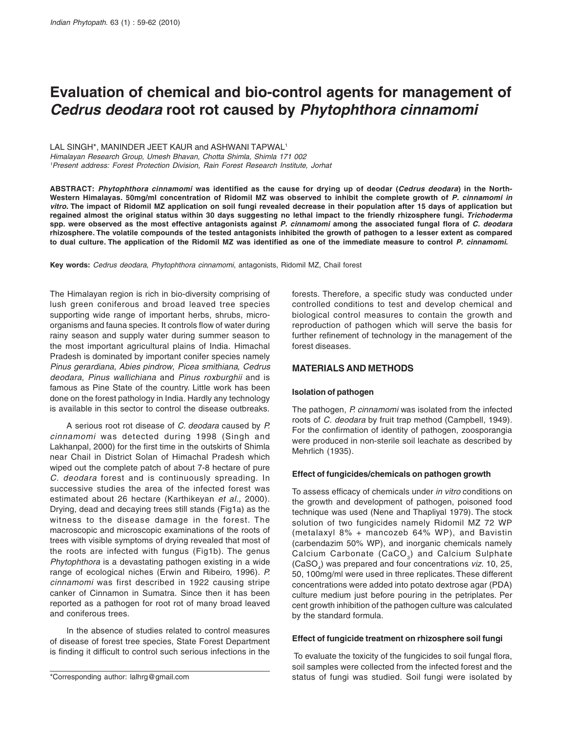# Evaluation of chemical and bio-control agents for management of *Cedrus deodara* root rot caused by *Phytophthora cinnamomi*

LAL SINGH*, MANINDER JEET KAUR and ASHWANI TAPWAL[1]

*Himalayan Research Group, Umesh Bhavan, Chotta Shimla, Shimla 171 002*

[1]*Present address: Forest Protection Division, Rain Forest Research Institute, Jorhat*

**ABSTRACT: *Phytophthora cinnamomi* was identified as the cause for drying up of deodar (*Cedrus deodara*) in the North-Western Himalayas. 50mg/ml concentration of Ridomil MZ was observed to inhibit the complete growth of *P. cinnamomi in vitro.* The impact of Ridomil MZ application on soil fungi revealed decrease in their population after 15 days of application but regained almost the original status within 30 days suggesting no lethal impact to the friendly rhizosphere fungi. *Trichoderma* spp. were observed as the most effective antagonists against *P. cinnamomi* among the associated fungal flora of *C. deodara* rhizosphere. The volatile compounds of the tested antagonists inhibited the growth of pathogen to a lesser extent as compared to dual culture. The application of the Ridomil MZ was identified as one of the immediate measure to control *P. cinnamomi*.**

**Key words:** *Cedrus deodara*, *Phytophthora cinnamomi*, antagonists, Ridomil MZ, Chail forest

The Himalayan region is rich in bio-diversity comprising of lush green coniferous and broad leaved tree species supporting wide range of important herbs, shrubs, micro-organisms and fauna species. It controls flow of water during rainy season and supply water during summer season to the most important agricultural plains of India. Himachal Pradesh is dominated by important conifer species namely *Pinus gerardiana*, *Abies pindrow*, *Picea smithiana*, *Cedrus deodara*, *Pinus wallichiana* and *Pinus roxburghii* and is famous as Pine State of the country. Little work has been done on the forest pathology in India. Hardly any technology is available in this sector to control the disease outbreaks.

A serious root rot disease of *C. deodara* caused by *P. cinnamomi* was detected during 1998 (Singh and Lakhanpal, 2000) for the first time in the outskirts of Shimla near Chail in District Solan of Himachal Pradesh which wiped out the complete patch of about 7-8 hectare of pure *C. deodara* forest and is continuously spreading. In successive studies the area of the infected forest was estimated about 26 hectare (Karthikeyan *et al.,* 2000). Drying, dead and decaying trees still stands (Fig1a) as the witness to the disease damage in the forest. The macroscopic and microscopic examinations of the roots of trees with visible symptoms of drying revealed that most of the roots are infected with fungus (Fig1b). The genus *Phytophthora* is a devastating pathogen existing in a wide range of ecological niches (Erwin and Ribeiro, 1996). *P. cinnamomi* was first described in 1922 causing stripe canker of Cinnamon in Sumatra. Since then it has been reported as a pathogen for root rot of many broad leaved and coniferous trees.

In the absence of studies related to control measures of disease of forest tree species, State Forest Department is finding it difficult to control such serious infections in the forests. Therefore, a specific study was conducted under controlled conditions to test and develop chemical and biological control measures to contain the growth and reproduction of pathogen which will serve the basis for further refinement of technology in the management of the forest diseases.

## MATERIALS AND METHODS

### Isolation of pathogen

The pathogen, *P. cinnamomi* was isolated from the infected roots of *C. deodara* by fruit trap method (Campbell, 1949). For the confirmation of identity of pathogen, zoosporangia were produced in non-sterile soil leachate as described by Mehrlich (1935).

### Effect of fungicides/chemicals on pathogen growth

To assess efficacy of chemicals under *in vitro* conditions on the growth and development of pathogen, poisoned food technique was used (Nene and Thapliyal 1979). The stock solution of two fungicides namely Ridomil MZ 72 WP (metalaxyl 8% + mancozeb 64% WP), and Bavistin (carbendazim 50% WP), and inorganic chemicals namely Calcium Carbonate ($CaCO_3$) and Calcium Sulphate ($CaSO_4$) was prepared and four concentrations *viz.* 10, 25, 50, 100mg/ml were used in three replicates. These different concentrations were added into potato dextrose agar (PDA) culture medium just before pouring in the petriplates. Per cent growth inhibition of the pathogen culture was calculated by the standard formula.

### Effect of fungicide treatment on rhizosphere soil fungi

To evaluate the toxicity of the fungicides to soil fungal flora, soil samples were collected from the infected forest and the status of fungi was studied. Soil fungi were isolated by

*Corresponding author: lalhrg@gmail.com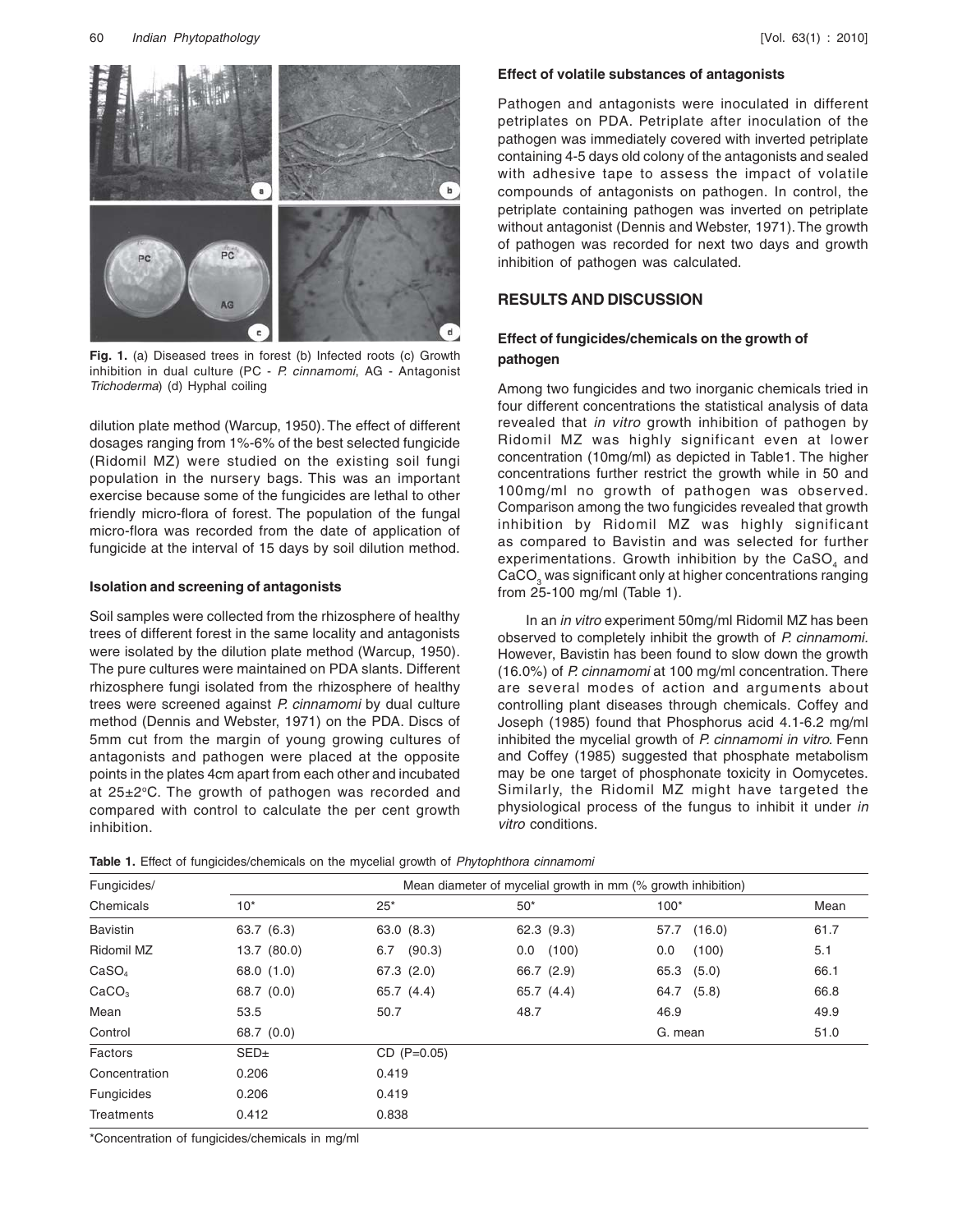**Fig. 1.** (a) Diseased trees in forest (b) Infected roots (c) Growth inhibition in dual culture (PC - *P. cinnamomi*, AG - Antagonist *Trichoderma*) (d) Hyphal coiling

dilution plate method (Warcup, 1950). The effect of different dosages ranging from 1%-6% of the best selected fungicide (Ridomil MZ) were studied on the existing soil fungi population in the nursery bags. This was an important exercise because some of the fungicides are lethal to other friendly micro-flora of forest. The population of the fungal micro-flora was recorded from the date of application of fungicide at the interval of 15 days by soil dilution method.

#### Isolation and screening of antagonists

Soil samples were collected from the rhizosphere of healthy trees of different forest in the same locality and antagonists were isolated by the dilution plate method (Warcup, 1950). The pure cultures were maintained on PDA slants. Different rhizosphere fungi isolated from the rhizosphere of healthy trees were screened against *P. cinnamomi* by dual culture method (Dennis and Webster, 1971) on the PDA. Discs of 5mm cut from the margin of young growing cultures of antagonists and pathogen were placed at the opposite points in the plates 4cm apart from each other and incubated at 25±2°C. The growth of pathogen was recorded and compared with control to calculate the per cent growth inhibition.

#### Effect of volatile substances of antagonists

Pathogen and antagonists were inoculated in different petriplates on PDA. Petriplate after inoculation of the pathogen was immediately covered with inverted petriplate containing 4-5 days old colony of the antagonists and sealed with adhesive tape to assess the impact of volatile compounds of antagonists on pathogen. In control, the petriplate containing pathogen was inverted on petriplate without antagonist (Dennis and Webster, 1971). The growth of pathogen was recorded for next two days and growth inhibition of pathogen was calculated.

## RESULTS AND DISCUSSION

#### Effect of fungicides/chemicals on the growth of pathogen

Among two fungicides and two inorganic chemicals tried in four different concentrations the statistical analysis of data revealed that *in vitro* growth inhibition of pathogen by Ridomil MZ was highly significant even at lower concentration (10mg/ml) as depicted in Table1. The higher concentrations further restrict the growth while in 50 and 100mg/ml no growth of pathogen was observed. Comparison among the two fungicides revealed that growth inhibition by Ridomil MZ was highly significant as compared to Bavistin and was selected for further experimentations. Growth inhibition by the $CaSO_4$ and $CaCO_3$ was significant only at higher concentrations ranging from 25-100 mg/ml (Table 1).

In an *in vitro* experiment 50mg/ml Ridomil MZ has been observed to completely inhibit the growth of *P. cinnamomi*. However, Bavistin has been found to slow down the growth (16.0%) of *P. cinnamomi* at 100 mg/ml concentration. There are several modes of action and arguments about controlling plant diseases through chemicals. Coffey and Joseph (1985) found that Phosphorus acid 4.1-6.2 mg/ml inhibited the mycelial growth of *P. cinnamomi in vitro*. Fenn and Coffey (1985) suggested that phosphate metabolism may be one target of phosphonate toxicity in Oomycetes. Similarly, the Ridomil MZ might have targeted the physiological process of the fungus to inhibit it under *in vitro* conditions.

**Table 1.** Effect of fungicides/chemicals on the mycelial growth of *Phytophthora cinnamomi*

| Fungicides/ | Mean diameter of mycelial growth in mm (% growth inhibition) | | | | |
|---|---|---|---|---|---|
| Chemicals | 10* | 25* | 50* | 100* | Mean |
| Bavistin | 63.7 (6.3) | 63.0 (8.3) | 62.3 (9.3) | 57.7 (16.0) | 61.7 |
| Ridomil MZ | 13.7 (80.0) | 6.7 (90.3) | 0.0 (100) | 0.0 (100) | 5.1 |
| $CaSO_4$ | 68.0 (1.0) | 67.3 (2.0) | 66.7 (2.9) | 65.3 (5.0) | 66.1 |
| $CaCO_3$ | 68.7 (0.0) | 65.7 (4.4) | 65.7 (4.4) | 64.7 (5.8) | 66.8 |
| Mean | 53.5 | 50.7 | 48.7 | 46.9 | 49.9 |
| Control | 68.7 (0.0) | | | G. mean | 51.0 |
| Factors | SED± | CD (P=0.05) | | | |
| Concentration | 0.206 | 0.419 | | | |
| Fungicides | 0.206 | 0.419 | | | |
| Treatments | 0.412 | 0.838 | | | |

*Concentration of fungicides/chemicals in mg/ml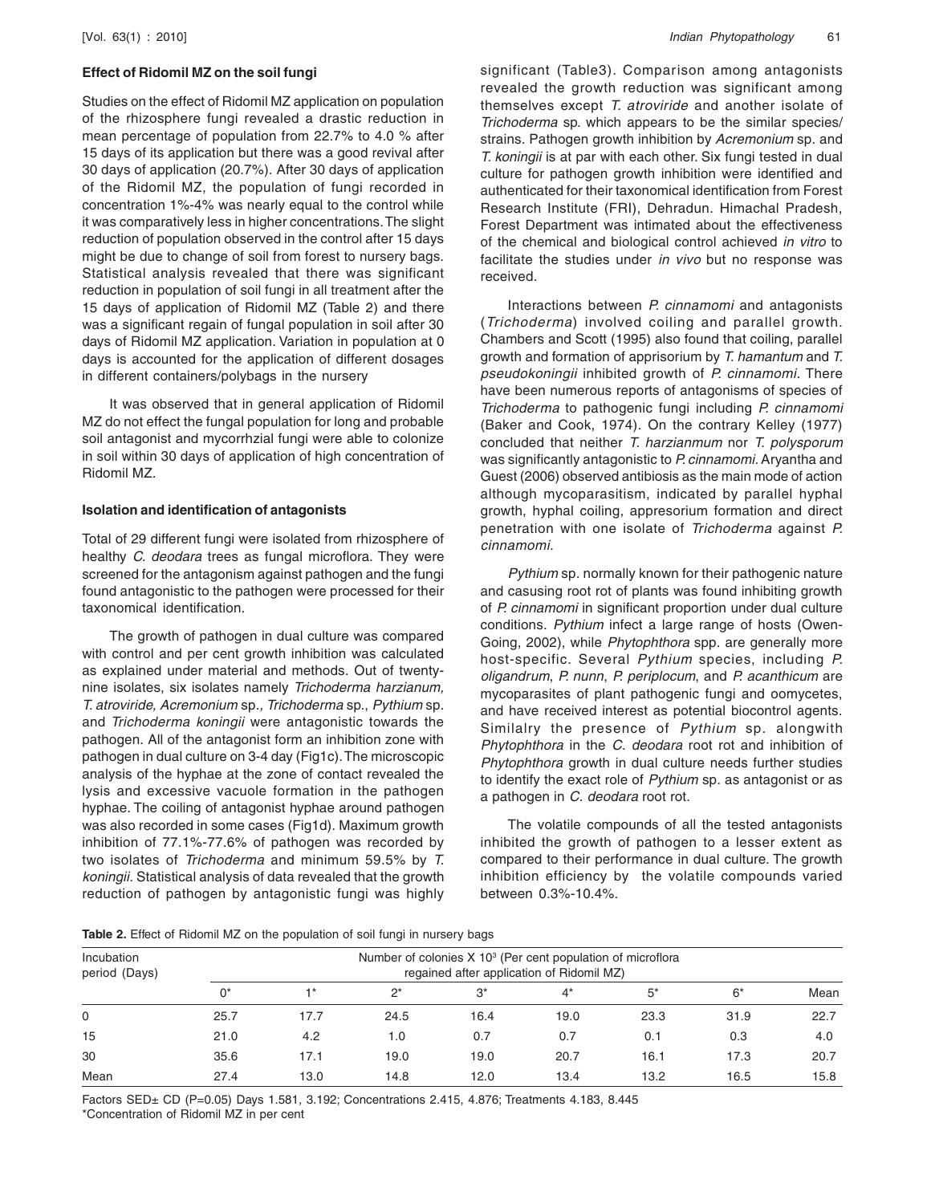### Effect of Ridomil MZ on the soil fungi

Studies on the effect of Ridomil MZ application on population of the rhizosphere fungi revealed a drastic reduction in mean percentage of population from 22.7% to 4.0 % after 15 days of its application but there was a good revival after 30 days of application (20.7%). After 30 days of application of the Ridomil MZ, the population of fungi recorded in concentration 1%-4% was nearly equal to the control while it was comparatively less in higher concentrations. The slight reduction of population observed in the control after 15 days might be due to change of soil from forest to nursery bags. Statistical analysis revealed that there was significant reduction in population of soil fungi in all treatment after the 15 days of application of Ridomil MZ (Table 2) and there was a significant regain of fungal population in soil after 30 days of Ridomil MZ application. Variation in population at 0 days is accounted for the application of different dosages in different containers/polybags in the nursery

It was observed that in general application of Ridomil MZ do not effect the fungal population for long and probable soil antagonist and mycorrhzial fungi were able to colonize in soil within 30 days of application of high concentration of Ridomil MZ.

### Isolation and identification of antagonists

Total of 29 different fungi were isolated from rhizosphere of healthy *C. deodara* trees as fungal microflora. They were screened for the antagonism against pathogen and the fungi found antagonistic to the pathogen were processed for their taxonomical identification.

The growth of pathogen in dual culture was compared with control and per cent growth inhibition was calculated as explained under material and methods. Out of twenty-nine isolates, six isolates namely *Trichoderma harzianum, T. atroviride, Acremonium* sp., *Trichoderma* sp., *Pythium* sp. and *Trichoderma koningii* were antagonistic towards the pathogen. All of the antagonist form an inhibition zone with pathogen in dual culture on 3-4 day (Fig1c). The microscopic analysis of the hyphae at the zone of contact revealed the lysis and excessive vacuole formation in the pathogen hyphae. The coiling of antagonist hyphae around pathogen was also recorded in some cases (Fig1d). Maximum growth inhibition of 77.1%-77.6% of pathogen was recorded by two isolates of *Trichoderma* and minimum 59.5% by *T. koningii*. Statistical analysis of data revealed that the growth reduction of pathogen by antagonistic fungi was highly significant (Table3). Comparison among antagonists revealed the growth reduction was significant among themselves except *T. atroviride* and another isolate of *Trichoderma* sp. which appears to be the similar species/ strains. Pathogen growth inhibition by *Acremonium* sp. and *T. koningii* is at par with each other. Six fungi tested in dual culture for pathogen growth inhibition were identified and authenticated for their taxonomical identification from Forest Research Institute (FRI), Dehradun. Himachal Pradesh, Forest Department was intimated about the effectiveness of the chemical and biological control achieved *in vitro* to facilitate the studies under *in vivo* but no response was received.

Interactions between *P. cinnamomi* and antagonists (*Trichoderma*) involved coiling and parallel growth. Chambers and Scott (1995) also found that coiling, parallel growth and formation of apprisorium by *T. hamantum* and *T. pseudokoningii* inhibited growth of *P. cinnamomi*. There have been numerous reports of antagonisms of species of *Trichoderma* to pathogenic fungi including *P. cinnamomi* (Baker and Cook, 1974). On the contrary Kelley (1977) concluded that neither *T. harzianmum* nor *T. polysporum* was significantly antagonistic to *P. cinnamomi*. Aryantha and Guest (2006) observed antibiosis as the main mode of action although mycoparasitism, indicated by parallel hyphal growth, hyphal coiling, appresorium formation and direct penetration with one isolate of *Trichoderma* against *P. cinnamomi*.

*Pythium* sp. normally known for their pathogenic nature and casusing root rot of plants was found inhibiting growth of *P. cinnamomi* in significant proportion under dual culture conditions. *Pythium* infect a large range of hosts (Owen-Going, 2002), while *Phytophthora* spp. are generally more host-specific. Several *Pythium* species, including *P. oligandrum*, *P. nunn*, *P. periplocum*, and *P. acanthicum* are mycoparasites of plant pathogenic fungi and oomycetes, and have received interest as potential biocontrol agents. Similalry the presence of *Pythium* sp. alongwith *Phytophthora* in the *C. deodara* root rot and inhibition of *Phytophthora* growth in dual culture needs further studies to identify the exact role of *Pythium* sp. as antagonist or as a pathogen in *C. deodara* root rot.

The volatile compounds of all the tested antagonists inhibited the growth of pathogen to a lesser extent as compared to their performance in dual culture. The growth inhibition efficiency by the volatile compounds varied between 0.3%-10.4%.

**Table 2.** Effect of Ridomil MZ on the population of soil fungi in nursery bags

| Incubation period (Days) | Number of colonies X $10^3$ (Per cent population of microflora regained after application of Ridomil MZ) | | | | | | | |
|---|---|---|---|---|---|---|---|---|
| | 0* | 1* | 2* | 3* | 4* | 5* | 6* | Mean |
| 0 | 25.7 | 17.7 | 24.5 | 16.4 | 19.0 | 23.3 | 31.9 | 22.7 |
| 15 | 21.0 | 4.2 | 1.0 | 0.7 | 0.7 | 0.1 | 0.3 | 4.0 |
| 30 | 35.6 | 17.1 | 19.0 | 19.0 | 20.7 | 16.1 | 17.3 | 20.7 |
| Mean | 27.4 | 13.0 | 14.8 | 12.0 | 13.4 | 13.2 | 16.5 | 15.8 |

Factors SED± CD (P=0.05) Days 1.581, 3.192; Concentrations 2.415, 4.876; Treatments 4.183, 8.445

*Concentration of Ridomil MZ in per cent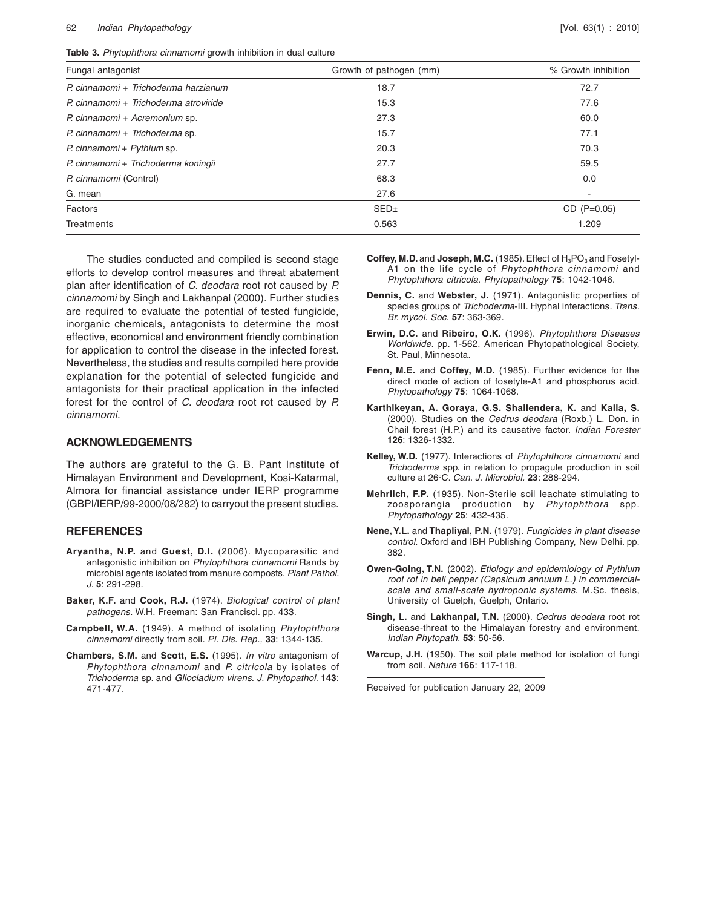**Table 3.** *Phytophthora cinnamomi* growth inhibition in dual culture

| Fungal antagonist | Growth of pathogen (mm) | % Growth inhibition |
|---|---|---|
| *P. cinnamomi* + *Trichoderma harzianum* | 18.7 | 72.7 |
| *P. cinnamomi* + *Trichoderma atroviride* | 15.3 | 77.6 |
| *P. cinnamomi* + *Acremonium* sp. | 27.3 | 60.0 |
| *P. cinnamomi* + *Trichoderma* sp. | 15.7 | 77.1 |
| *P. cinnamomi* + *Pythium* sp. | 20.3 | 70.3 |
| *P. cinnamomi* + *Trichoderma koningii* | 27.7 | 59.5 |
| *P. cinnamomi* (Control) | 68.3 | 0.0 |
| G. mean | 27.6 | - |
| Factors | SED± | CD (P=0.05) |
| Treatments | 0.563 | 1.209 |

The studies conducted and compiled is second stage efforts to develop control measures and threat abatement plan after identification of *C. deodara* root rot caused by *P. cinnamomi* by Singh and Lakhanpal (2000). Further studies are required to evaluate the potential of tested fungicide, inorganic chemicals, antagonists to determine the most effective, economical and environment friendly combination for application to control the disease in the infected forest. Nevertheless, the studies and results compiled here provide explanation for the potential of selected fungicide and antagonists for their practical application in the infected forest for the control of *C. deodara* root rot caused by *P. cinnamomi*.

## ACKNOWLEDGEMENTS

The authors are grateful to the G. B. Pant Institute of Himalayan Environment and Development, Kosi-Katarmal, Almora for financial assistance under IERP programme (GBPI/IERP/99-2000/08/282) to carryout the present studies.

## REFERENCES

**Aryantha, N.P.** and **Guest, D.I.** (2006). Mycoparasitic and antagonistic inhibition on *Phytophthora cinnamomi* Rands by microbial agents isolated from manure composts. *Plant Pathol. J.* **5**: 291-298.

**Baker, K.F.** and **Cook, R.J.** (1974). *Biological control of plant pathogens*. W.H. Freeman: San Francisci. pp. 433.

**Campbell, W.A.** (1949). A method of isolating *Phytophthora cinnamomi* directly from soil. *Pl. Dis. Rep.,* **33**: 1344-135.

**Chambers, S.M.** and **Scott, E.S.** (1995). *In vitro* antagonism of *Phytophthora cinnamomi* and *P. citricola* by isolates of *Trichoderma* sp. and *Gliocladium virens*. *J. Phytopathol.* **143**: 471-477.

**Coffey, M.D.** and **Joseph, M.C.** (1985). Effect of $H_3PO_3$ and Fosetyl-A1 on the life cycle of *Phytophthora cinnamomi* and *Phytophthora citricola*. *Phytopathology* **75**: 1042-1046.

**Dennis, C.** and **Webster, J.** (1971). Antagonistic properties of species groups of *Trichoderma*-III. Hyphal interactions. *Trans. Br. mycol. Soc.* **57**: 363-369.

**Erwin, D.C.** and **Ribeiro, O.K.** (1996). *Phytophthora Diseases Worldwide*. pp. 1-562. American Phytopathological Society, St. Paul, Minnesota.

**Fenn, M.E.** and **Coffey, M.D.** (1985). Further evidence for the direct mode of action of fosetyle-A1 and phosphorus acid. *Phytopathology* **75**: 1064-1068.

**Karthikeyan, A. Goraya, G.S. Shailendera, K.** and **Kalia, S.** (2000). Studies on the *Cedrus deodara* (Roxb.) L. Don. in Chail forest (H.P.) and its causative factor. *Indian Forester* **126**: 1326-1332.

**Kelley, W.D.** (1977). Interactions of *Phytophthora cinnamomi* and *Trichoderma* spp. in relation to propagule production in soil culture at 26°C. *Can. J. Microbiol.* **23**: 288-294.

**Mehrlich, F.P.** (1935). Non-Sterile soil leachate stimulating to zoosporangia production by *Phytophthora* spp. *Phytopathology* **25**: 432-435.

**Nene, Y.L.** and **Thapliyal, P.N.** (1979). *Fungicides in plant disease control*. Oxford and IBH Publishing Company, New Delhi. pp. 382.

**Owen-Going, T.N.** (2002). *Etiology and epidemiology of Pythium root rot in bell pepper (Capsicum annuum L.) in commercial-scale and small-scale hydroponic systems*. M.Sc. thesis, University of Guelph, Guelph, Ontario.

**Singh, L.** and **Lakhanpal, T.N.** (2000). *Cedrus deodara* root rot disease-threat to the Himalayan forestry and environment. *Indian Phytopath.* **53**: 50-56.

**Warcup, J.H.** (1950). The soil plate method for isolation of fungi from soil. *Nature* **166**: 117-118.

Received for publication January 22, 2009